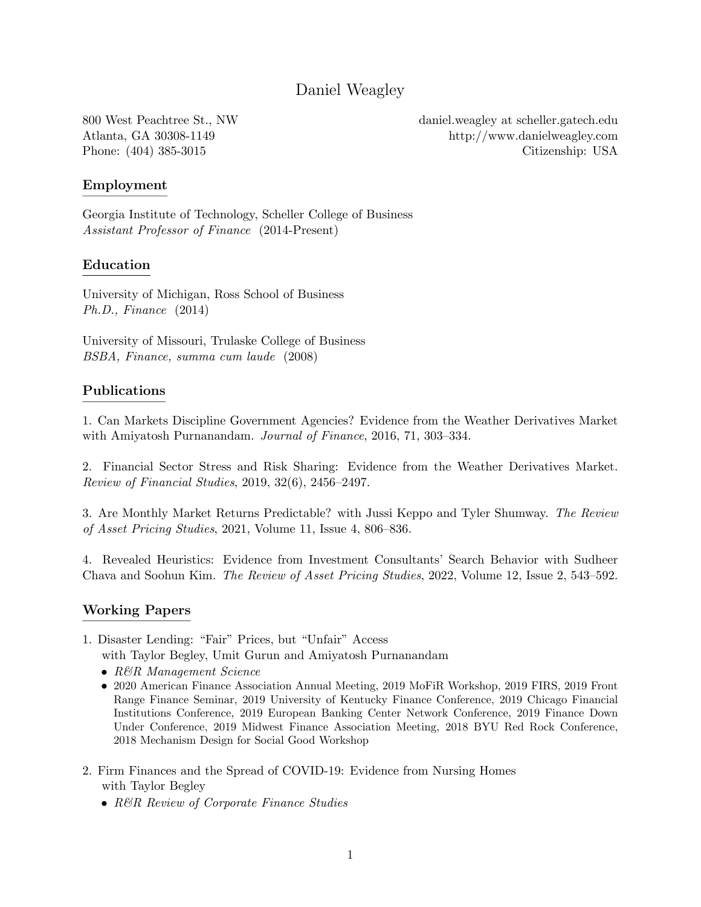# Daniel Weagley

800 West Peachtree St., NW
Atlanta, GA 30308-1149
Phone: (404) 385-3015

daniel.weagley at scheller.gatech.edu
http://www.danielweagley.com
Citizenship: USA

## Employment

Georgia Institute of Technology, Scheller College of Business
*Assistant Professor of Finance* (2014-Present)

## Education

University of Michigan, Ross School of Business
*Ph.D., Finance* (2014)

University of Missouri, Trulaske College of Business
*BSBA, Finance, summa cum laude* (2008)

## Publications

1. Can Markets Discipline Government Agencies? Evidence from the Weather Derivatives Market with Amiyatosh Purnanandam. *Journal of Finance*, 2016, 71, 303–334.

2. Financial Sector Stress and Risk Sharing: Evidence from the Weather Derivatives Market. *Review of Financial Studies*, 2019, 32(6), 2456–2497.

3. Are Monthly Market Returns Predictable? with Jussi Keppo and Tyler Shumway. *The Review of Asset Pricing Studies*, 2021, Volume 11, Issue 4, 806–836.

4. Revealed Heuristics: Evidence from Investment Consultants' Search Behavior with Sudheer Chava and Soohun Kim. *The Review of Asset Pricing Studies*, 2022, Volume 12, Issue 2, 543–592.

## Working Papers

1. Disaster Lending: "Fair" Prices, but "Unfair" Access
   with Taylor Begley, Umit Gurun and Amiyatosh Purnanandam
   - *R&R Management Science*
   - 2020 American Finance Association Annual Meeting, 2019 MoFiR Workshop, 2019 FIRS, 2019 Front Range Finance Seminar, 2019 University of Kentucky Finance Conference, 2019 Chicago Financial Institutions Conference, 2019 European Banking Center Network Conference, 2019 Finance Down Under Conference, 2019 Midwest Finance Association Meeting, 2018 BYU Red Rock Conference, 2018 Mechanism Design for Social Good Workshop

2. Firm Finances and the Spread of COVID-19: Evidence from Nursing Homes
   with Taylor Begley
   - *R&R Review of Corporate Finance Studies*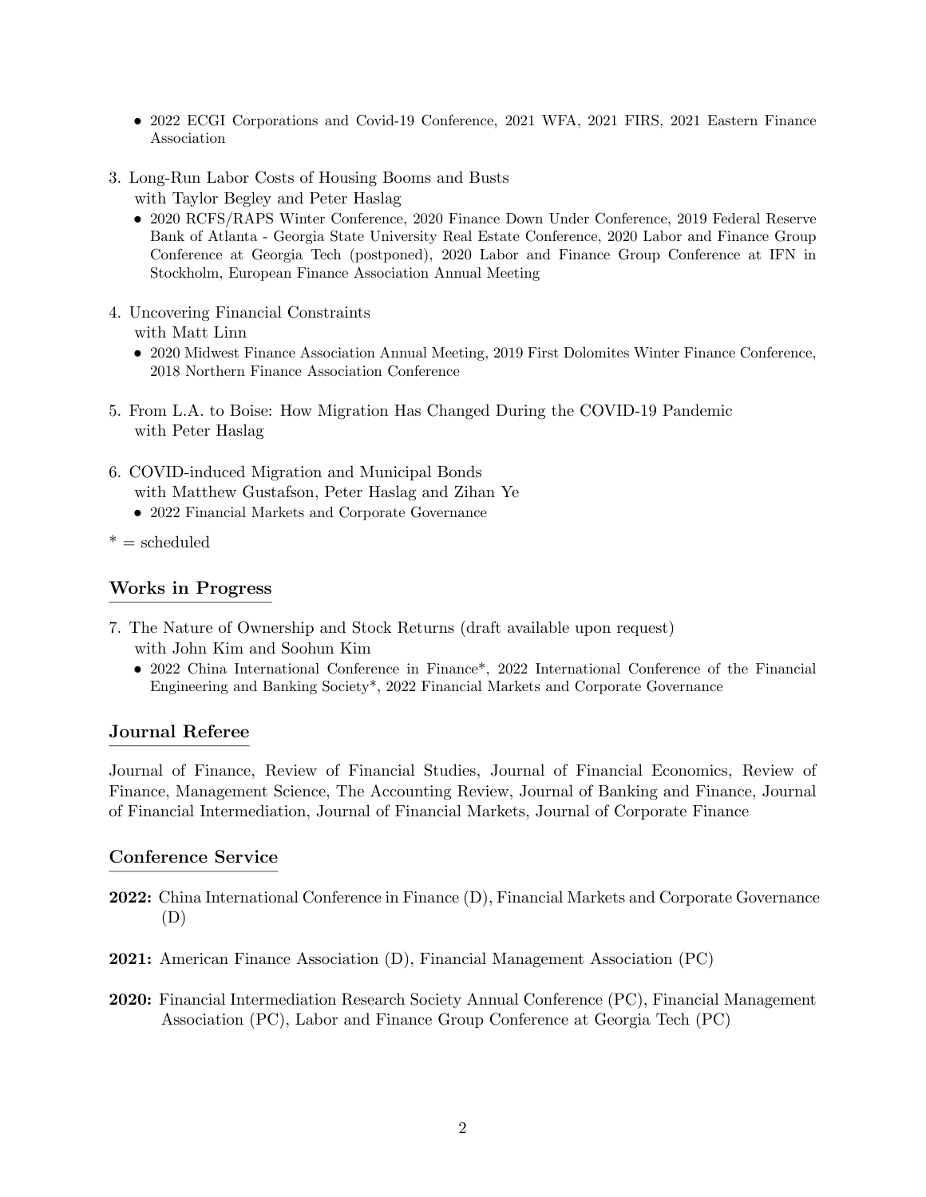- 2022 ECGI Corporations and Covid-19 Conference, 2021 WFA, 2021 FIRS, 2021 Eastern Finance Association

3. Long-Run Labor Costs of Housing Booms and Busts
   with Taylor Begley and Peter Haslag
   - 2020 RCFS/RAPS Winter Conference, 2020 Finance Down Under Conference, 2019 Federal Reserve Bank of Atlanta - Georgia State University Real Estate Conference, 2020 Labor and Finance Group Conference at Georgia Tech (postponed), 2020 Labor and Finance Group Conference at IFN in Stockholm, European Finance Association Annual Meeting

4. Uncovering Financial Constraints
   with Matt Linn
   - 2020 Midwest Finance Association Annual Meeting, 2019 First Dolomites Winter Finance Conference, 2018 Northern Finance Association Conference

5. From L.A. to Boise: How Migration Has Changed During the COVID-19 Pandemic
   with Peter Haslag

6. COVID-induced Migration and Municipal Bonds
   with Matthew Gustafson, Peter Haslag and Zihan Ye
   - 2022 Financial Markets and Corporate Governance

* = scheduled

## Works in Progress

7. The Nature of Ownership and Stock Returns (draft available upon request)
   with John Kim and Soohun Kim
   - 2022 China International Conference in Finance*, 2022 International Conference of the Financial Engineering and Banking Society*, 2022 Financial Markets and Corporate Governance

## Journal Referee

Journal of Finance, Review of Financial Studies, Journal of Financial Economics, Review of Finance, Management Science, The Accounting Review, Journal of Banking and Finance, Journal of Financial Intermediation, Journal of Financial Markets, Journal of Corporate Finance

## Conference Service

**2022:** China International Conference in Finance (D), Financial Markets and Corporate Governance (D)

**2021:** American Finance Association (D), Financial Management Association (PC)

**2020:** Financial Intermediation Research Society Annual Conference (PC), Financial Management Association (PC), Labor and Finance Group Conference at Georgia Tech (PC)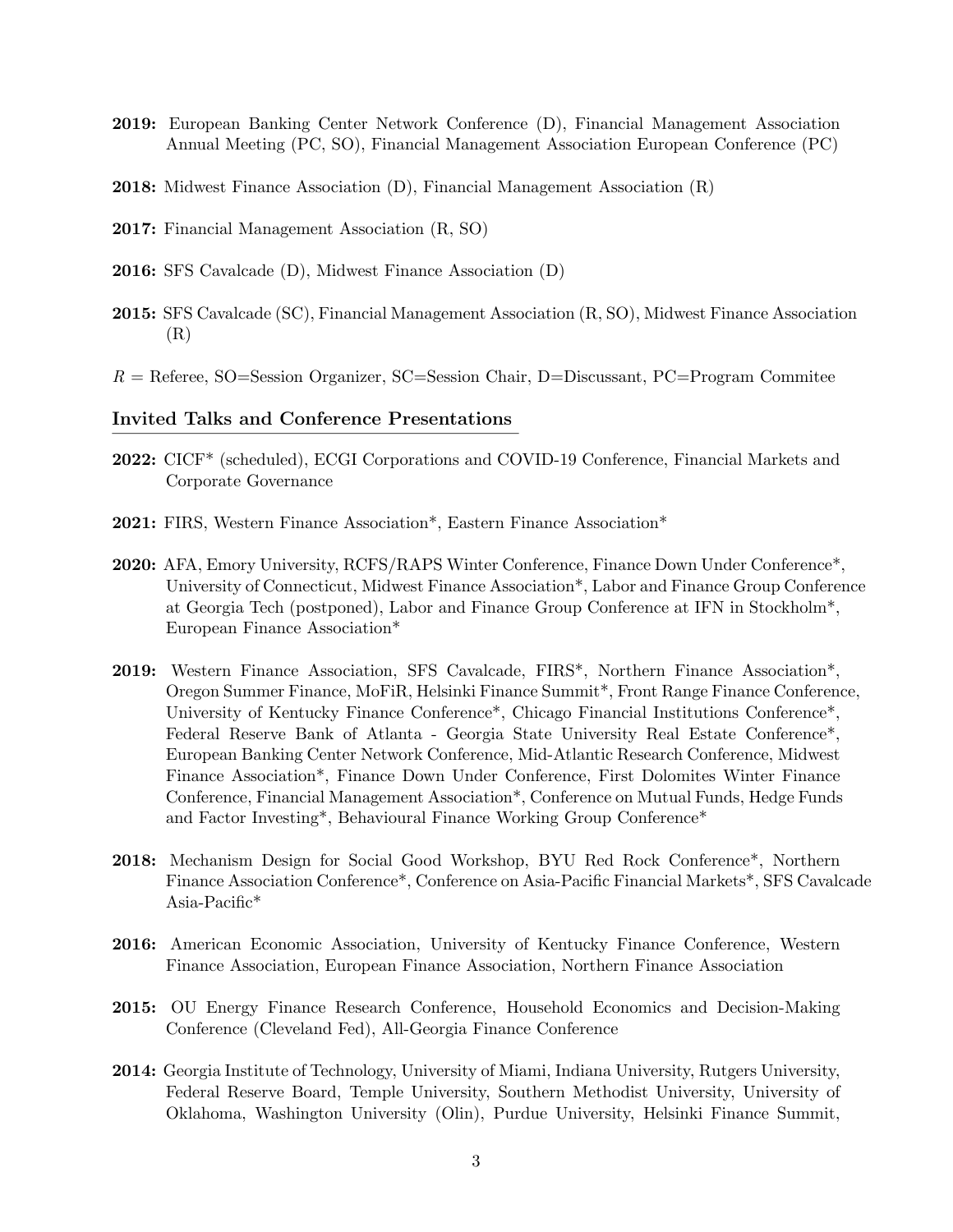**2019:** European Banking Center Network Conference (D), Financial Management Association Annual Meeting (PC, SO), Financial Management Association European Conference (PC)

**2018:** Midwest Finance Association (D), Financial Management Association (R)

**2017:** Financial Management Association (R, SO)

**2016:** SFS Cavalcade (D), Midwest Finance Association (D)

**2015:** SFS Cavalcade (SC), Financial Management Association (R, SO), Midwest Finance Association (R)

$R$ = Referee, SO=Session Organizer, SC=Session Chair, D=Discussant, PC=Program Commitee

## Invited Talks and Conference Presentations

**2022:** CICF* (scheduled), ECGI Corporations and COVID-19 Conference, Financial Markets and Corporate Governance

**2021:** FIRS, Western Finance Association*, Eastern Finance Association*

**2020:** AFA, Emory University, RCFS/RAPS Winter Conference, Finance Down Under Conference*, University of Connecticut, Midwest Finance Association*, Labor and Finance Group Conference at Georgia Tech (postponed), Labor and Finance Group Conference at IFN in Stockholm*, European Finance Association*

**2019:** Western Finance Association, SFS Cavalcade, FIRS*, Northern Finance Association*, Oregon Summer Finance, MoFiR, Helsinki Finance Summit*, Front Range Finance Conference, University of Kentucky Finance Conference*, Chicago Financial Institutions Conference*, Federal Reserve Bank of Atlanta - Georgia State University Real Estate Conference*, European Banking Center Network Conference, Mid-Atlantic Research Conference, Midwest Finance Association*, Finance Down Under Conference, First Dolomites Winter Finance Conference, Financial Management Association*, Conference on Mutual Funds, Hedge Funds and Factor Investing*, Behavioural Finance Working Group Conference*

**2018:** Mechanism Design for Social Good Workshop, BYU Red Rock Conference*, Northern Finance Association Conference*, Conference on Asia-Pacific Financial Markets*, SFS Cavalcade Asia-Pacific*

**2016:** American Economic Association, University of Kentucky Finance Conference, Western Finance Association, European Finance Association, Northern Finance Association

**2015:** OU Energy Finance Research Conference, Household Economics and Decision-Making Conference (Cleveland Fed), All-Georgia Finance Conference

**2014:** Georgia Institute of Technology, University of Miami, Indiana University, Rutgers University, Federal Reserve Board, Temple University, Southern Methodist University, University of Oklahoma, Washington University (Olin), Purdue University, Helsinki Finance Summit,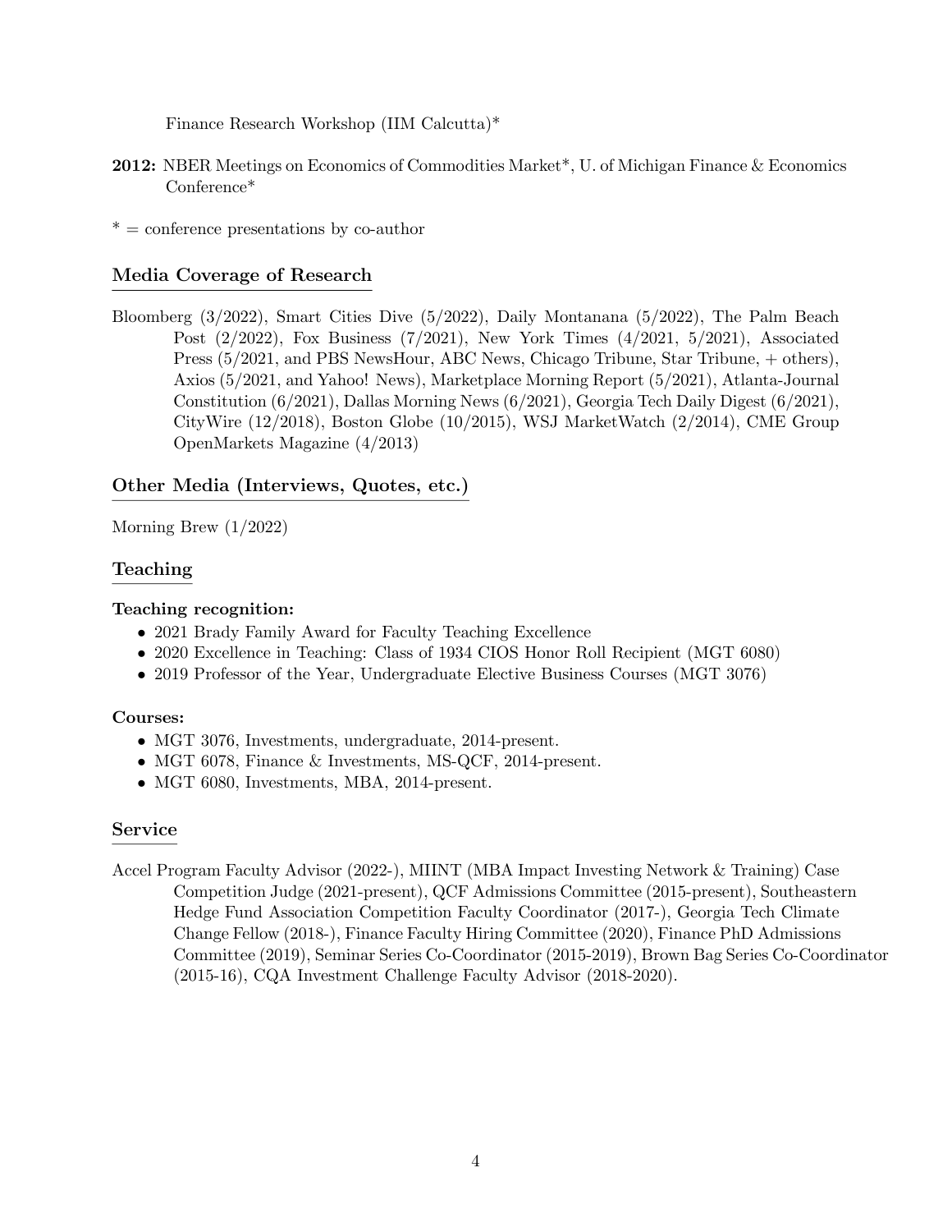Finance Research Workshop (IIM Calcutta)*

**2012:** NBER Meetings on Economics of Commodities Market*, U. of Michigan Finance & Economics Conference*

* = conference presentations by co-author

## Media Coverage of Research

Bloomberg (3/2022), Smart Cities Dive (5/2022), Daily Montanana (5/2022), The Palm Beach Post (2/2022), Fox Business (7/2021), New York Times (4/2021, 5/2021), Associated Press (5/2021, and PBS NewsHour, ABC News, Chicago Tribune, Star Tribune, + others), Axios (5/2021, and Yahoo! News), Marketplace Morning Report (5/2021), Atlanta-Journal Constitution (6/2021), Dallas Morning News (6/2021), Georgia Tech Daily Digest (6/2021), CityWire (12/2018), Boston Globe (10/2015), WSJ MarketWatch (2/2014), CME Group OpenMarkets Magazine (4/2013)

## Other Media (Interviews, Quotes, etc.)

Morning Brew (1/2022)

## Teaching

**Teaching recognition:**

- 2021 Brady Family Award for Faculty Teaching Excellence
- 2020 Excellence in Teaching: Class of 1934 CIOS Honor Roll Recipient (MGT 6080)
- 2019 Professor of the Year, Undergraduate Elective Business Courses (MGT 3076)

**Courses:**

- MGT 3076, Investments, undergraduate, 2014-present.
- MGT 6078, Finance & Investments, MS-QCF, 2014-present.
- MGT 6080, Investments, MBA, 2014-present.

## Service

Accel Program Faculty Advisor (2022-), MIINT (MBA Impact Investing Network & Training) Case Competition Judge (2021-present), QCF Admissions Committee (2015-present), Southeastern Hedge Fund Association Competition Faculty Coordinator (2017-), Georgia Tech Climate Change Fellow (2018-), Finance Faculty Hiring Committee (2020), Finance PhD Admissions Committee (2019), Seminar Series Co-Coordinator (2015-2019), Brown Bag Series Co-Coordinator (2015-16), CQA Investment Challenge Faculty Advisor (2018-2020).